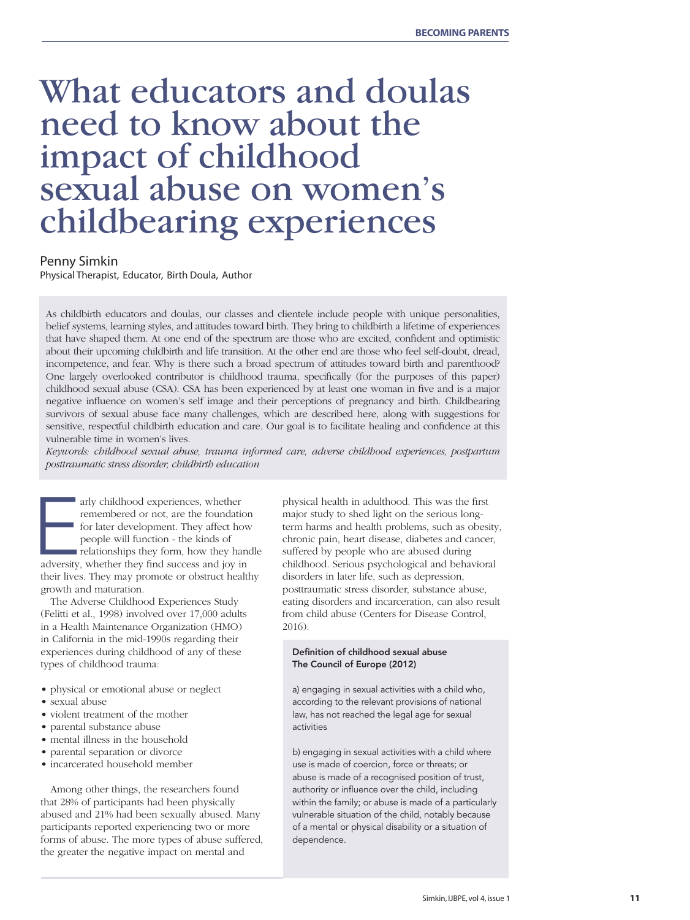# What educators and doulas need to know about the impact of childhood sexual abuse on women's childbearing experiences

Penny Simkin
Physical Therapist, Educator, Birth Doula, Author

As childbirth educators and doulas, our classes and clientele include people with unique personalities, belief systems, learning styles, and attitudes toward birth. They bring to childbirth a lifetime of experiences that have shaped them. At one end of the spectrum are those who are excited, confident and optimistic about their upcoming childbirth and life transition. At the other end are those who feel self-doubt, dread, incompetence, and fear. Why is there such a broad spectrum of attitudes toward birth and parenthood? One largely overlooked contributor is childhood trauma, specifically (for the purposes of this paper) childhood sexual abuse (CSA). CSA has been experienced by at least one woman in five and is a major negative influence on women's self image and their perceptions of pregnancy and birth. Childbearing survivors of sexual abuse face many challenges, which are described here, along with suggestions for sensitive, respectful childbirth education and care. Our goal is to facilitate healing and confidence at this vulnerable time in women's lives.

*Keywords: childhood sexual abuse, trauma informed care, adverse childhood experiences, postpartum posttraumatic stress disorder, childbirth education*

Early childhood experiences, whether remembered or not, are the foundation for later development. They affect how people will function - the kinds of relationships they form, how they handle adversity, whether they find success and joy in their lives. They may promote or obstruct healthy growth and maturation.

The Adverse Childhood Experiences Study (Felitti et al., 1998) involved over 17,000 adults in a Health Maintenance Organization (HMO) in California in the mid-1990s regarding their experiences during childhood of any of these types of childhood trauma:

- physical or emotional abuse or neglect
- sexual abuse
- violent treatment of the mother
- parental substance abuse
- mental illness in the household
- parental separation or divorce
- incarcerated household member

Among other things, the researchers found that 28% of participants had been physically abused and 21% had been sexually abused. Many participants reported experiencing two or more forms of abuse. The more types of abuse suffered, the greater the negative impact on mental and physical health in adulthood. This was the first major study to shed light on the serious long-term harms and health problems, such as obesity, chronic pain, heart disease, diabetes and cancer, suffered by people who are abused during childhood. Serious psychological and behavioral disorders in later life, such as depression, posttraumatic stress disorder, substance abuse, eating disorders and incarceration, can also result from child abuse (Centers for Disease Control, 2016).

**Definition of childhood sexual abuse**
**The Council of Europe (2012)**

a) engaging in sexual activities with a child who, according to the relevant provisions of national law, has not reached the legal age for sexual activities

b) engaging in sexual activities with a child where use is made of coercion, force or threats; or abuse is made of a recognised position of trust, authority or influence over the child, including within the family; or abuse is made of a particularly vulnerable situation of the child, notably because of a mental or physical disability or a situation of dependence.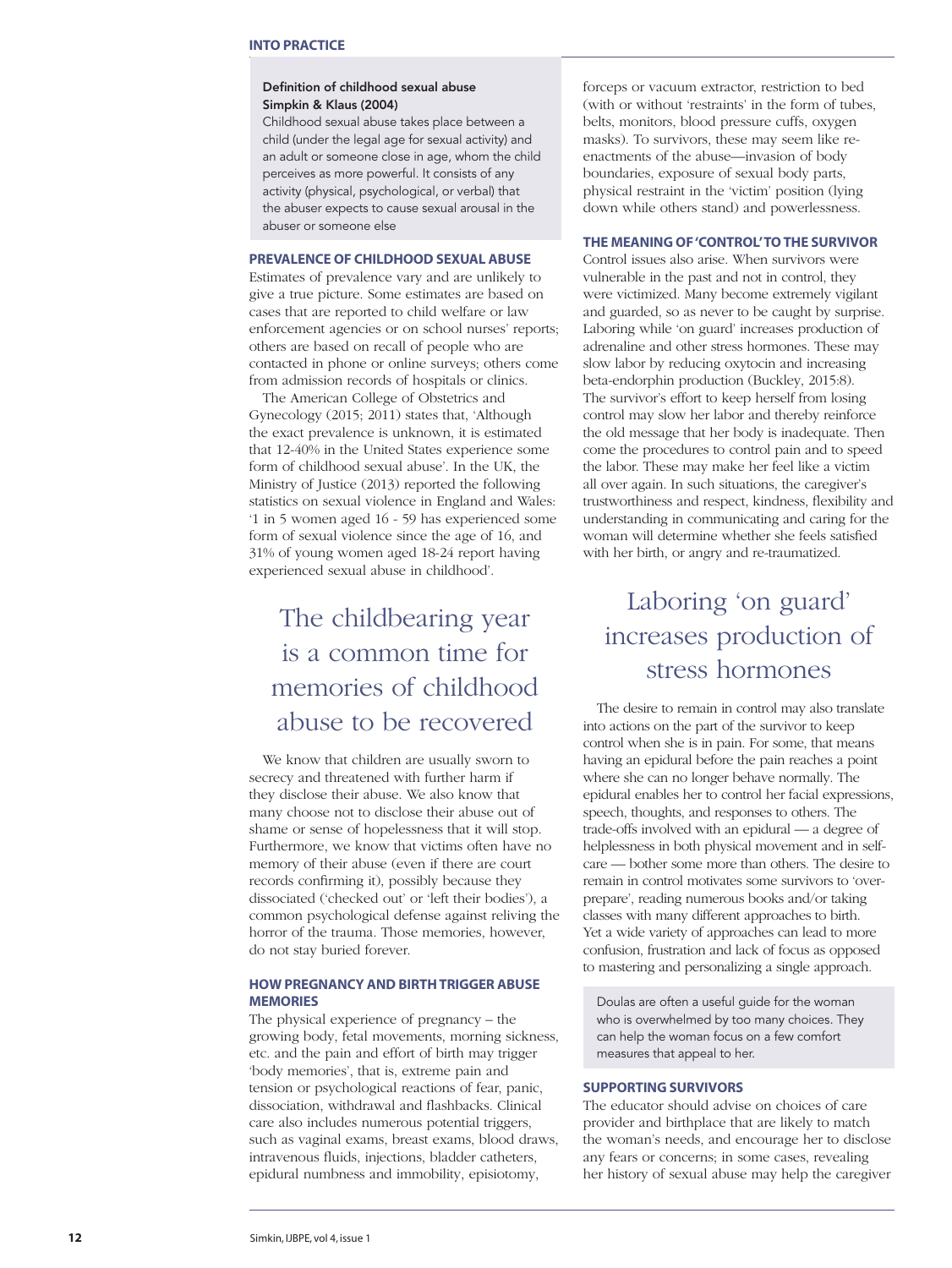> **Definition of childhood sexual abuse**
> **Simpkin & Klaus (2004)**
> Childhood sexual abuse takes place between a child (under the legal age for sexual activity) and an adult or someone close in age, whom the child perceives as more powerful. It consists of any activity (physical, psychological, or verbal) that the abuser expects to cause sexual arousal in the abuser or someone else

### PREVALENCE OF CHILDHOOD SEXUAL ABUSE

Estimates of prevalence vary and are unlikely to give a true picture. Some estimates are based on cases that are reported to child welfare or law enforcement agencies or on school nurses' reports; others are based on recall of people who are contacted in phone or online surveys; others come from admission records of hospitals or clinics.

The American College of Obstetrics and Gynecology (2015; 2011) states that, 'Although the exact prevalence is unknown, it is estimated that 12-40% in the United States experience some form of childhood sexual abuse'. In the UK, the Ministry of Justice (2013) reported the following statistics on sexual violence in England and Wales: '1 in 5 women aged 16 - 59 has experienced some form of sexual violence since the age of 16, and 31% of young women aged 18-24 report having experienced sexual abuse in childhood'.

> The childbearing year is a common time for memories of childhood abuse to be recovered

We know that children are usually sworn to secrecy and threatened with further harm if they disclose their abuse. We also know that many choose not to disclose their abuse out of shame or sense of hopelessness that it will stop. Furthermore, we know that victims often have no memory of their abuse (even if there are court records confirming it), possibly because they dissociated ('checked out' or 'left their bodies'), a common psychological defense against reliving the horror of the trauma. Those memories, however, do not stay buried forever.

### HOW PREGNANCY AND BIRTH TRIGGER ABUSE MEMORIES

The physical experience of pregnancy – the growing body, fetal movements, morning sickness, etc. and the pain and effort of birth may trigger 'body memories', that is, extreme pain and tension or psychological reactions of fear, panic, dissociation, withdrawal and flashbacks. Clinical care also includes numerous potential triggers, such as vaginal exams, breast exams, blood draws, intravenous fluids, injections, bladder catheters, epidural numbness and immobility, episiotomy, forceps or vacuum extractor, restriction to bed (with or without 'restraints' in the form of tubes, belts, monitors, blood pressure cuffs, oxygen masks). To survivors, these may seem like re-enactments of the abuse—invasion of body boundaries, exposure of sexual body parts, physical restraint in the 'victim' position (lying down while others stand) and powerlessness.

### THE MEANING OF 'CONTROL' TO THE SURVIVOR

Control issues also arise. When survivors were vulnerable in the past and not in control, they were victimized. Many become extremely vigilant and guarded, so as never to be caught by surprise. Laboring while 'on guard' increases production of adrenaline and other stress hormones. These may slow labor by reducing oxytocin and increasing beta-endorphin production (Buckley, 2015:8). The survivor's effort to keep herself from losing control may slow her labor and thereby reinforce the old message that her body is inadequate. Then come the procedures to control pain and to speed the labor. These may make her feel like a victim all over again. In such situations, the caregiver's trustworthiness and respect, kindness, flexibility and understanding in communicating and caring for the woman will determine whether she feels satisfied with her birth, or angry and re-traumatized.

> Laboring 'on guard' increases production of stress hormones

The desire to remain in control may also translate into actions on the part of the survivor to keep control when she is in pain. For some, that means having an epidural before the pain reaches a point where she can no longer behave normally. The epidural enables her to control her facial expressions, speech, thoughts, and responses to others. The trade-offs involved with an epidural — a degree of helplessness in both physical movement and in self-care — bother some more than others. The desire to remain in control motivates some survivors to 'over-prepare', reading numerous books and/or taking classes with many different approaches to birth. Yet a wide variety of approaches can lead to more confusion, frustration and lack of focus as opposed to mastering and personalizing a single approach.

> Doulas are often a useful guide for the woman who is overwhelmed by too many choices. They can help the woman focus on a few comfort measures that appeal to her.

### SUPPORTING SURVIVORS

The educator should advise on choices of care provider and birthplace that are likely to match the woman's needs, and encourage her to disclose any fears or concerns; in some cases, revealing her history of sexual abuse may help the caregiver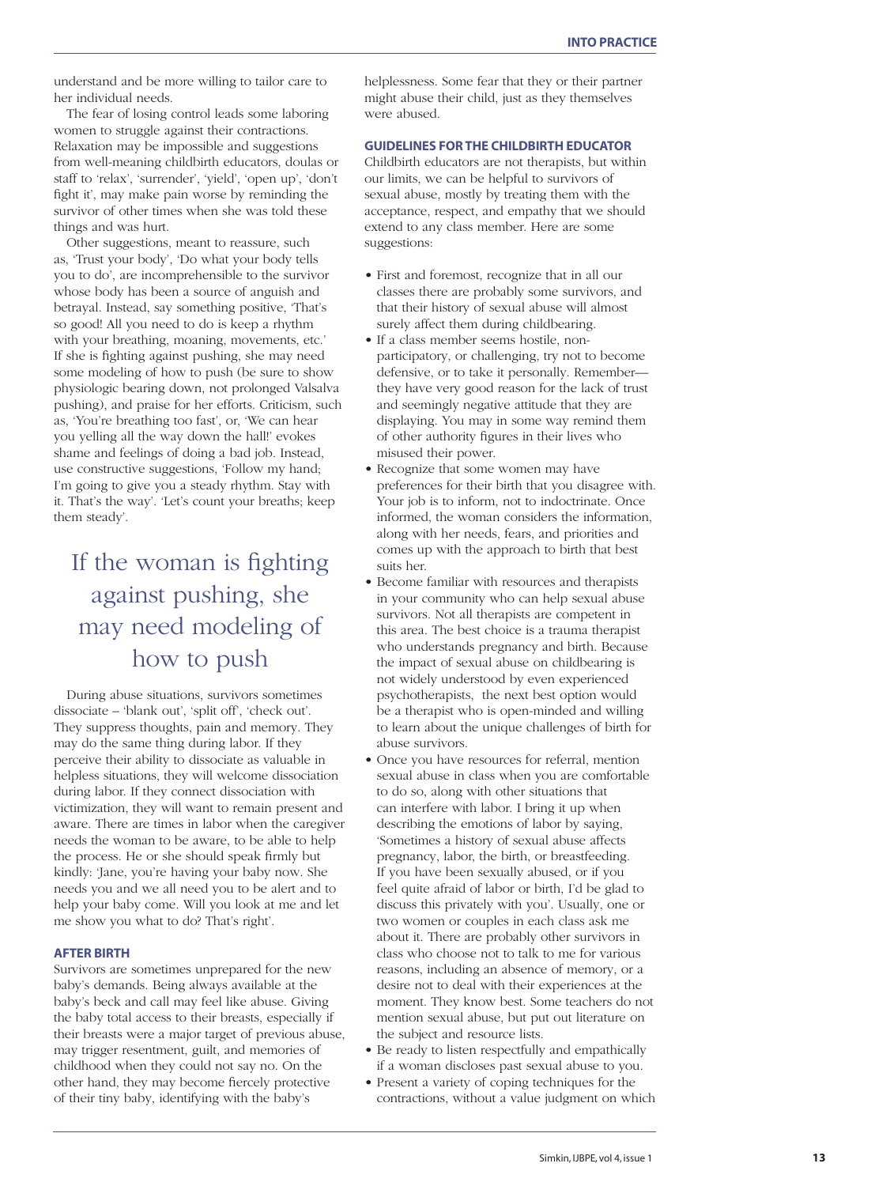understand and be more willing to tailor care to her individual needs.

The fear of losing control leads some laboring women to struggle against their contractions. Relaxation may be impossible and suggestions from well-meaning childbirth educators, doulas or staff to 'relax', 'surrender', 'yield', 'open up', 'don't fight it', may make pain worse by reminding the survivor of other times when she was told these things and was hurt.

Other suggestions, meant to reassure, such as, 'Trust your body', 'Do what your body tells you to do', are incomprehensible to the survivor whose body has been a source of anguish and betrayal. Instead, say something positive, 'That's so good! All you need to do is keep a rhythm with your breathing, moaning, movements, etc.' If she is fighting against pushing, she may need some modeling of how to push (be sure to show physiologic bearing down, not prolonged Valsalva pushing), and praise for her efforts. Criticism, such as, 'You're breathing too fast', or, 'We can hear you yelling all the way down the hall!' evokes shame and feelings of doing a bad job. Instead, use constructive suggestions, 'Follow my hand; I'm going to give you a steady rhythm. Stay with it. That's the way'. 'Let's count your breaths; keep them steady'.

> If the woman is fighting against pushing, she may need modeling of how to push

During abuse situations, survivors sometimes dissociate – 'blank out', 'split off', 'check out'. They suppress thoughts, pain and memory. They may do the same thing during labor. If they perceive their ability to dissociate as valuable in helpless situations, they will welcome dissociation during labor. If they connect dissociation with victimization, they will want to remain present and aware. There are times in labor when the caregiver needs the woman to be aware, to be able to help the process. He or she should speak firmly but kindly: 'Jane, you're having your baby now. She needs you and we all need you to be alert and to help your baby come. Will you look at me and let me show you what to do? That's right'.

## AFTER BIRTH

Survivors are sometimes unprepared for the new baby's demands. Being always available at the baby's beck and call may feel like abuse. Giving the baby total access to their breasts, especially if their breasts were a major target of previous abuse, may trigger resentment, guilt, and memories of childhood when they could not say no. On the other hand, they may become fiercely protective of their tiny baby, identifying with the baby's helplessness. Some fear that they or their partner might abuse their child, just as they themselves were abused.

## GUIDELINES FOR THE CHILDBIRTH EDUCATOR

Childbirth educators are not therapists, but within our limits, we can be helpful to survivors of sexual abuse, mostly by treating them with the acceptance, respect, and empathy that we should extend to any class member. Here are some suggestions:

- First and foremost, recognize that in all our classes there are probably some survivors, and that their history of sexual abuse will almost surely affect them during childbearing.
- If a class member seems hostile, non-participatory, or challenging, try not to become defensive, or to take it personally. Remember—they have very good reason for the lack of trust and seemingly negative attitude that they are displaying. You may in some way remind them of other authority figures in their lives who misused their power.
- Recognize that some women may have preferences for their birth that you disagree with. Your job is to inform, not to indoctrinate. Once informed, the woman considers the information, along with her needs, fears, and priorities and comes up with the approach to birth that best suits her.
- Become familiar with resources and therapists in your community who can help sexual abuse survivors. Not all therapists are competent in this area. The best choice is a trauma therapist who understands pregnancy and birth. Because the impact of sexual abuse on childbearing is not widely understood by even experienced psychotherapists, the next best option would be a therapist who is open-minded and willing to learn about the unique challenges of birth for abuse survivors.
- Once you have resources for referral, mention sexual abuse in class when you are comfortable to do so, along with other situations that can interfere with labor. I bring it up when describing the emotions of labor by saying, 'Sometimes a history of sexual abuse affects pregnancy, labor, the birth, or breastfeeding. If you have been sexually abused, or if you feel quite afraid of labor or birth, I'd be glad to discuss this privately with you'. Usually, one or two women or couples in each class ask me about it. There are probably other survivors in class who choose not to talk to me for various reasons, including an absence of memory, or a desire not to deal with their experiences at the moment. They know best. Some teachers do not mention sexual abuse, but put out literature on the subject and resource lists.
- Be ready to listen respectfully and empathically if a woman discloses past sexual abuse to you.
- Present a variety of coping techniques for the contractions, without a value judgment on which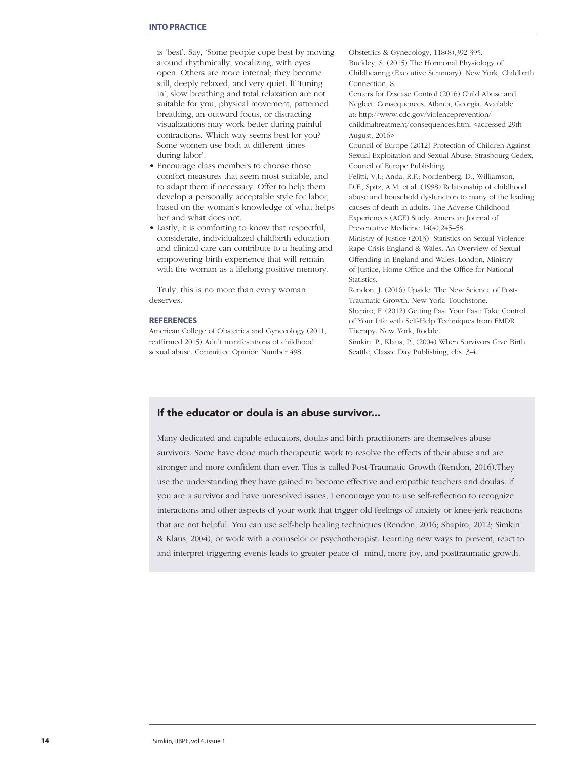is 'best'. Say, 'Some people cope best by moving around rhythmically, vocalizing, with eyes open. Others are more internal; they become still, deeply relaxed, and very quiet. If 'tuning in', slow breathing and total relaxation are not suitable for you, physical movement, patterned breathing, an outward focus, or distracting visualizations may work better during painful contractions. Which way seems best for you? Some women use both at different times during labor'.

- Encourage class members to choose those comfort measures that seem most suitable, and to adapt them if necessary. Offer to help them develop a personally acceptable style for labor, based on the woman's knowledge of what helps her and what does not.
- Lastly, it is comforting to know that respectful, considerate, individualized childbirth education and clinical care can contribute to a healing and empowering birth experience that will remain with the woman as a lifelong positive memory.

Truly, this is no more than every woman deserves.

## REFERENCES

American College of Obstetrics and Gynecology (2011, reaffirmed 2015) Adult manifestations of childhood sexual abuse. Committee Opinion Number 498. Obstetrics & Gynecology, 118(8),392-395.

Buckley, S. (2015) The Hormonal Physiology of Childbearing (Executive Summary). New York, Childbirth Connection, 8.

Centers for Disease Control (2016) Child Abuse and Neglect: Consequences. Atlanta, Georgia. Available at: http://www.cdc.gov/violenceprevention/childmaltreatment/consequences.html <accessed 29th August, 2016>

Council of Europe (2012) Protection of Children Against Sexual Exploitation and Sexual Abuse. Strasbourg-Cedex, Council of Europe Publishing.

Felitti, V.J.; Anda, R.F.; Nordenberg, D., Williamson, D.F., Spitz, A.M. et al. (1998) Relationship of childhood abuse and household dysfunction to many of the leading causes of death in adults. The Adverse Childhood Experiences (ACE) Study. American Journal of Preventative Medicine 14(4),245–58.

Ministry of Justice (2013) Statistics on Sexual Violence Rape Crisis England & Wales. An Overview of Sexual Offending in England and Wales. London, Ministry of Justice, Home Office and the Office for National Statistics.

Rendon, J. (2016) Upside: The New Science of Post-Traumatic Growth. New York, Touchstone.

Shapiro, F. (2012) Getting Past Your Past: Take Control of Your Life with Self-Help Techniques from EMDR Therapy. New York, Rodale.

Simkin, P., Klaus, P., (2004) When Survivors Give Birth. Seattle, Classic Day Publishing, chs. 3-4.

## If the educator or doula is an abuse survivor...

Many dedicated and capable educators, doulas and birth practitioners are themselves abuse survivors. Some have done much therapeutic work to resolve the effects of their abuse and are stronger and more confident than ever. This is called Post-Traumatic Growth (Rendon, 2016).They use the understanding they have gained to become effective and empathic teachers and doulas. if you are a survivor and have unresolved issues, I encourage you to use self-reflection to recognize interactions and other aspects of your work that trigger old feelings of anxiety or knee-jerk reactions that are not helpful. You can use self-help healing techniques (Rendon, 2016; Shapiro, 2012; Simkin & Klaus, 2004), or work with a counselor or psychotherapist. Learning new ways to prevent, react to and interpret triggering events leads to greater peace of mind, more joy, and posttraumatic growth.